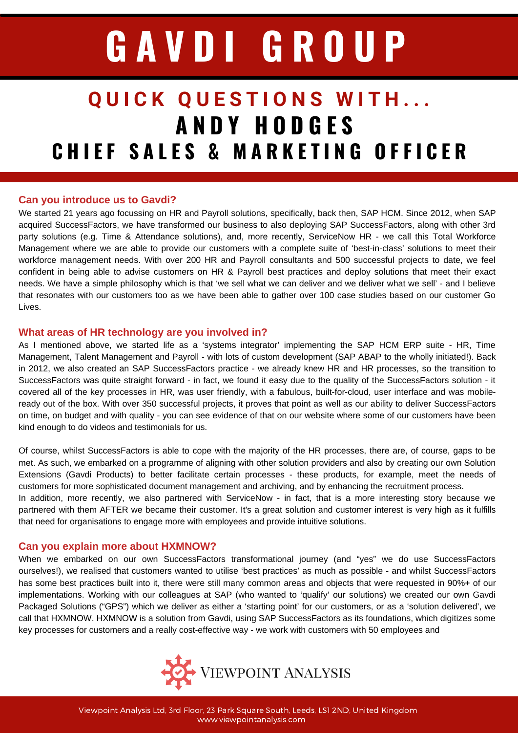# GAVDI GROUP

## QUICK QUESTIONS WITH...

## ANDY HODGES

## CHIEF SALES & MARKETING OFFICER

### Can you introduce us to Gavdi?

We started 21 years ago focussing on HR and Payroll solutions, specifically, back then, SAP HCM. Since 2012, when SAP acquired SuccessFactors, we have transformed our business to also deploying SAP SuccessFactors, along with other 3rd party solutions (e.g. Time & Attendance solutions), and, more recently, ServiceNow HR - we call this Total Workforce Management where we are able to provide our customers with a complete suite of 'best-in-class' solutions to meet their workforce management needs. With over 200 HR and Payroll consultants and 500 successful projects to date, we feel confident in being able to advise customers on HR & Payroll best practices and deploy solutions that meet their exact needs. We have a simple philosophy which is that 'we sell what we can deliver and we deliver what we sell' - and I believe that resonates with our customers too as we have been able to gather over 100 case studies based on our customer Go Lives.

### What areas of HR technology are you involved in?

As I mentioned above, we started life as a 'systems integrator' implementing the SAP HCM ERP suite - HR, Time Management, Talent Management and Payroll - with lots of custom development (SAP ABAP to the wholly initiated!). Back in 2012, we also created an SAP SuccessFactors practice - we already knew HR and HR processes, so the transition to SuccessFactors was quite straight forward - in fact, we found it easy due to the quality of the SuccessFactors solution - it covered all of the key processes in HR, was user friendly, with a fabulous, built-for-cloud, user interface and was mobile-ready out of the box. With over 350 successful projects, it proves that point as well as our ability to deliver SuccessFactors on time, on budget and with quality - you can see evidence of that on our website where some of our customers have been kind enough to do videos and testimonials for us.

Of course, whilst SuccessFactors is able to cope with the majority of the HR processes, there are, of course, gaps to be met. As such, we embarked on a programme of aligning with other solution providers and also by creating our own Solution Extensions (Gavdi Products) to better facilitate certain processes - these products, for example, meet the needs of customers for more sophisticated document management and archiving, and by enhancing the recruitment process.
In addition, more recently, we also partnered with ServiceNow - in fact, that is a more interesting story because we partnered with them AFTER we became their customer. It's a great solution and customer interest is very high as it fulfills that need for organisations to engage more with employees and provide intuitive solutions.

### Can you explain more about HXMNOW?

When we embarked on our own SuccessFactors transformational journey (and "yes" we do use SuccessFactors ourselves!), we realised that customers wanted to utilise 'best practices' as much as possible - and whilst SuccessFactors has some best practices built into it, there were still many common areas and objects that were requested in 90%+ of our implementations. Working with our colleagues at SAP (who wanted to 'qualify' our solutions) we created our own Gavdi Packaged Solutions ("GPS") which we deliver as either a 'starting point' for our customers, or as a 'solution delivered', we call that HXMNOW. HXMNOW is a solution from Gavdi, using SAP SuccessFactors as its foundations, which digitizes some key processes for customers and a really cost-effective way - we work with customers with 50 employees and

VIEWPOINT ANALYSIS

Viewpoint Analysis Ltd, 3rd Floor, 23 Park Square South, Leeds, LS1 2ND, United Kingdom
www.viewpointanalysis.com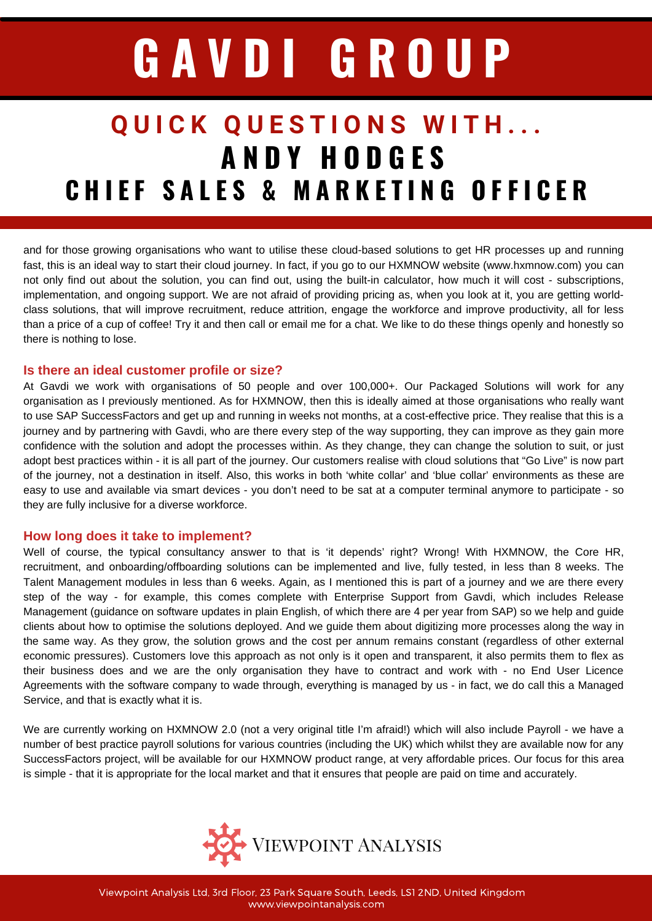# GAVDI GROUP

## QUICK QUESTIONS WITH...
## ANDY HODGES
## CHIEF SALES & MARKETING OFFICER

and for those growing organisations who want to utilise these cloud-based solutions to get HR processes up and running fast, this is an ideal way to start their cloud journey. In fact, if you go to our HXMNOW website (www.hxmnow.com) you can not only find out about the solution, you can find out, using the built-in calculator, how much it will cost - subscriptions, implementation, and ongoing support. We are not afraid of providing pricing as, when you look at it, you are getting world-class solutions, that will improve recruitment, reduce attrition, engage the workforce and improve productivity, all for less than a price of a cup of coffee! Try it and then call or email me for a chat. We like to do these things openly and honestly so there is nothing to lose.

### Is there an ideal customer profile or size?

At Gavdi we work with organisations of 50 people and over 100,000+. Our Packaged Solutions will work for any organisation as I previously mentioned. As for HXMNOW, then this is ideally aimed at those organisations who really want to use SAP SuccessFactors and get up and running in weeks not months, at a cost-effective price. They realise that this is a journey and by partnering with Gavdi, who are there every step of the way supporting, they can improve as they gain more confidence with the solution and adopt the processes within. As they change, they can change the solution to suit, or just adopt best practices within - it is all part of the journey. Our customers realise with cloud solutions that "Go Live" is now part of the journey, not a destination in itself. Also, this works in both 'white collar' and 'blue collar' environments as these are easy to use and available via smart devices - you don't need to be sat at a computer terminal anymore to participate - so they are fully inclusive for a diverse workforce.

### How long does it take to implement?

Well of course, the typical consultancy answer to that is 'it depends' right? Wrong! With HXMNOW, the Core HR, recruitment, and onboarding/offboarding solutions can be implemented and live, fully tested, in less than 8 weeks. The Talent Management modules in less than 6 weeks. Again, as I mentioned this is part of a journey and we are there every step of the way - for example, this comes complete with Enterprise Support from Gavdi, which includes Release Management (guidance on software updates in plain English, of which there are 4 per year from SAP) so we help and guide clients about how to optimise the solutions deployed. And we guide them about digitizing more processes along the way in the same way. As they grow, the solution grows and the cost per annum remains constant (regardless of other external economic pressures). Customers love this approach as not only is it open and transparent, it also permits them to flex as their business does and we are the only organisation they have to contract and work with - no End User Licence Agreements with the software company to wade through, everything is managed by us - in fact, we do call this a Managed Service, and that is exactly what it is.

We are currently working on HXMNOW 2.0 (not a very original title I'm afraid!) which will also include Payroll - we have a number of best practice payroll solutions for various countries (including the UK) which whilst they are available now for any SuccessFactors project, will be available for our HXMNOW product range, at very affordable prices. Our focus for this area is simple - that it is appropriate for the local market and that it ensures that people are paid on time and accurately.

Viewpoint Analysis

Viewpoint Analysis Ltd, 3rd Floor, 23 Park Square South, Leeds, LS1 2ND, United Kingdom
www.viewpointanalysis.com